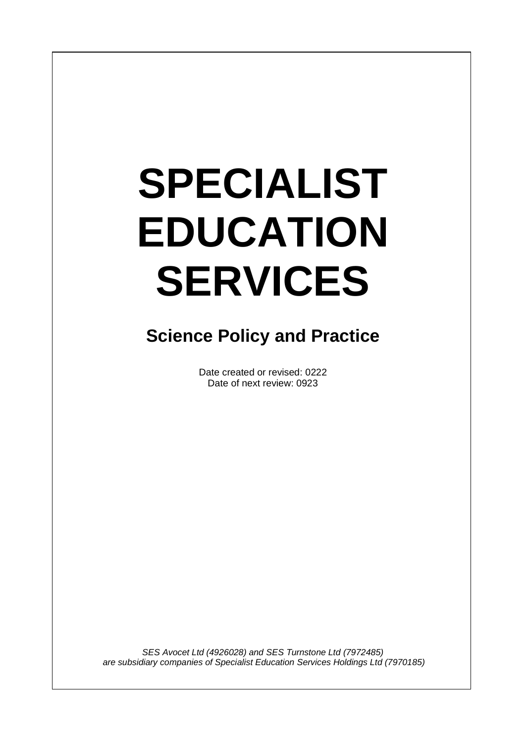# SPECIALIST EDUCATION SERVICES

## Science Policy and Practice

Date created or revised: 0222
Date of next review: 0923

*SES Avocet Ltd (4926028) and SES Turnstone Ltd (7972485) are subsidiary companies of Specialist Education Services Holdings Ltd (7970185)*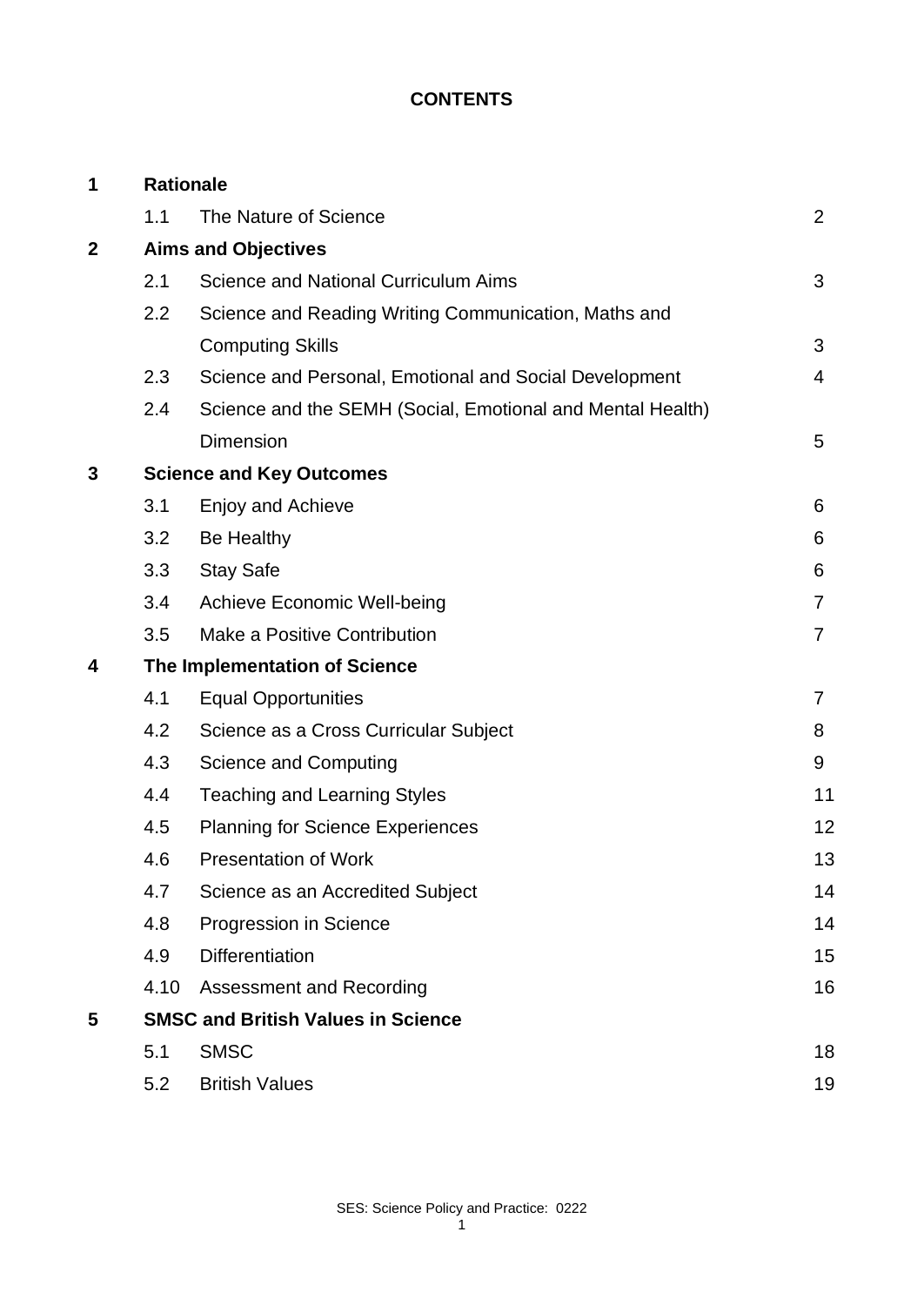**CONTENTS**

| | | | |
|---|---|---|---|
| **1** | **Rationale** | | |
| | 1.1 | The Nature of Science | 2 |
| **2** | **Aims and Objectives** | | |
| | 2.1 | Science and National Curriculum Aims | 3 |
| | 2.2 | Science and Reading Writing Communication, Maths and Computing Skills | 3 |
| | 2.3 | Science and Personal, Emotional and Social Development | 4 |
| | 2.4 | Science and the SEMH (Social, Emotional and Mental Health) Dimension | 5 |
| **3** | **Science and Key Outcomes** | | |
| | 3.1 | Enjoy and Achieve | 6 |
| | 3.2 | Be Healthy | 6 |
| | 3.3 | Stay Safe | 6 |
| | 3.4 | Achieve Economic Well-being | 7 |
| | 3.5 | Make a Positive Contribution | 7 |
| **4** | **The Implementation of Science** | | |
| | 4.1 | Equal Opportunities | 7 |
| | 4.2 | Science as a Cross Curricular Subject | 8 |
| | 4.3 | Science and Computing | 9 |
| | 4.4 | Teaching and Learning Styles | 11 |
| | 4.5 | Planning for Science Experiences | 12 |
| | 4.6 | Presentation of Work | 13 |
| | 4.7 | Science as an Accredited Subject | 14 |
| | 4.8 | Progression in Science | 14 |
| | 4.9 | Differentiation | 15 |
| | 4.10 | Assessment and Recording | 16 |
| **5** | **SMSC and British Values in Science** | | |
| | 5.1 | SMSC | 18 |
| | 5.2 | British Values | 19 |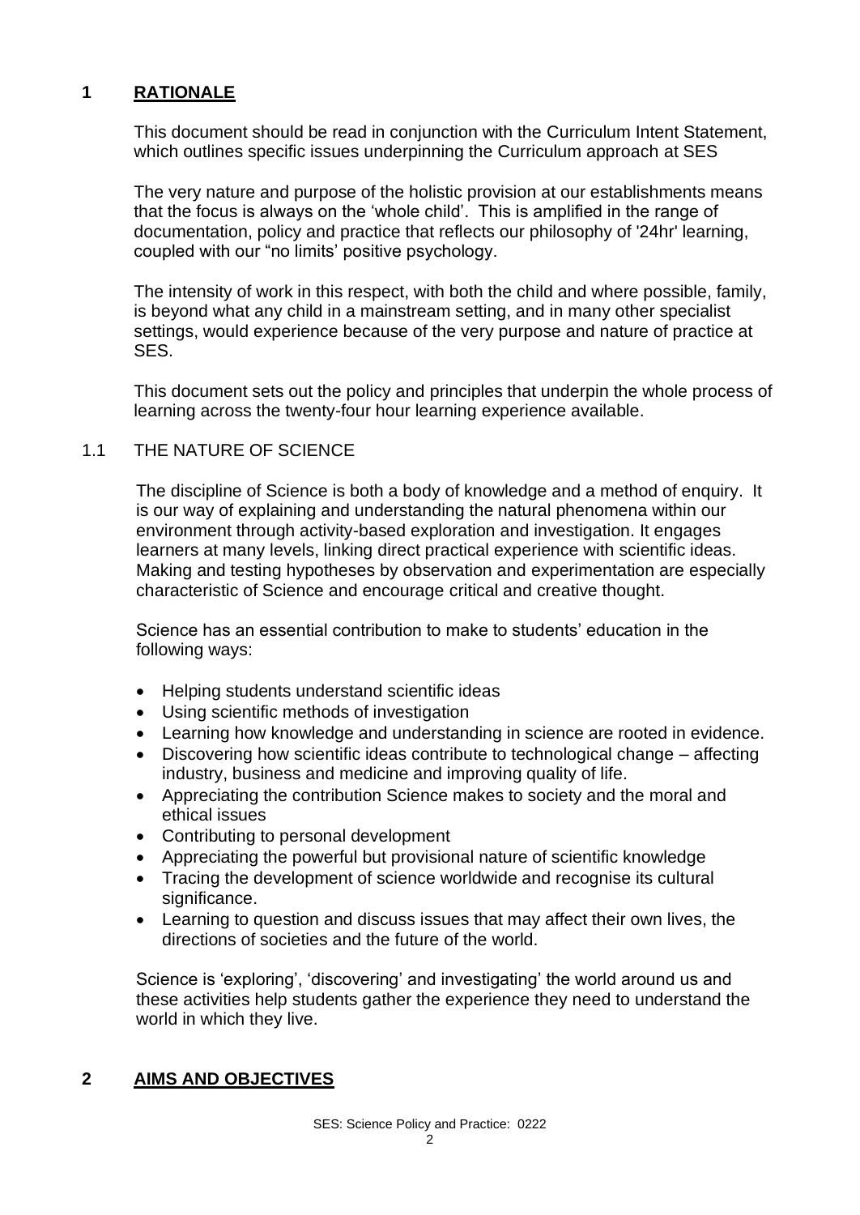## 1 RATIONALE

This document should be read in conjunction with the Curriculum Intent Statement, which outlines specific issues underpinning the Curriculum approach at SES

The very nature and purpose of the holistic provision at our establishments means that the focus is always on the 'whole child'. This is amplified in the range of documentation, policy and practice that reflects our philosophy of '24hr' learning, coupled with our "no limits' positive psychology.

The intensity of work in this respect, with both the child and where possible, family, is beyond what any child in a mainstream setting, and in many other specialist settings, would experience because of the very purpose and nature of practice at SES.

This document sets out the policy and principles that underpin the whole process of learning across the twenty-four hour learning experience available.

### 1.1 THE NATURE OF SCIENCE

The discipline of Science is both a body of knowledge and a method of enquiry. It is our way of explaining and understanding the natural phenomena within our environment through activity-based exploration and investigation. It engages learners at many levels, linking direct practical experience with scientific ideas. Making and testing hypotheses by observation and experimentation are especially characteristic of Science and encourage critical and creative thought.

Science has an essential contribution to make to students' education in the following ways:

- Helping students understand scientific ideas
- Using scientific methods of investigation
- Learning how knowledge and understanding in science are rooted in evidence.
- Discovering how scientific ideas contribute to technological change – affecting industry, business and medicine and improving quality of life.
- Appreciating the contribution Science makes to society and the moral and ethical issues
- Contributing to personal development
- Appreciating the powerful but provisional nature of scientific knowledge
- Tracing the development of science worldwide and recognise its cultural significance.
- Learning to question and discuss issues that may affect their own lives, the directions of societies and the future of the world.

Science is 'exploring', 'discovering' and investigating' the world around us and these activities help students gather the experience they need to understand the world in which they live.

## 2 AIMS AND OBJECTIVES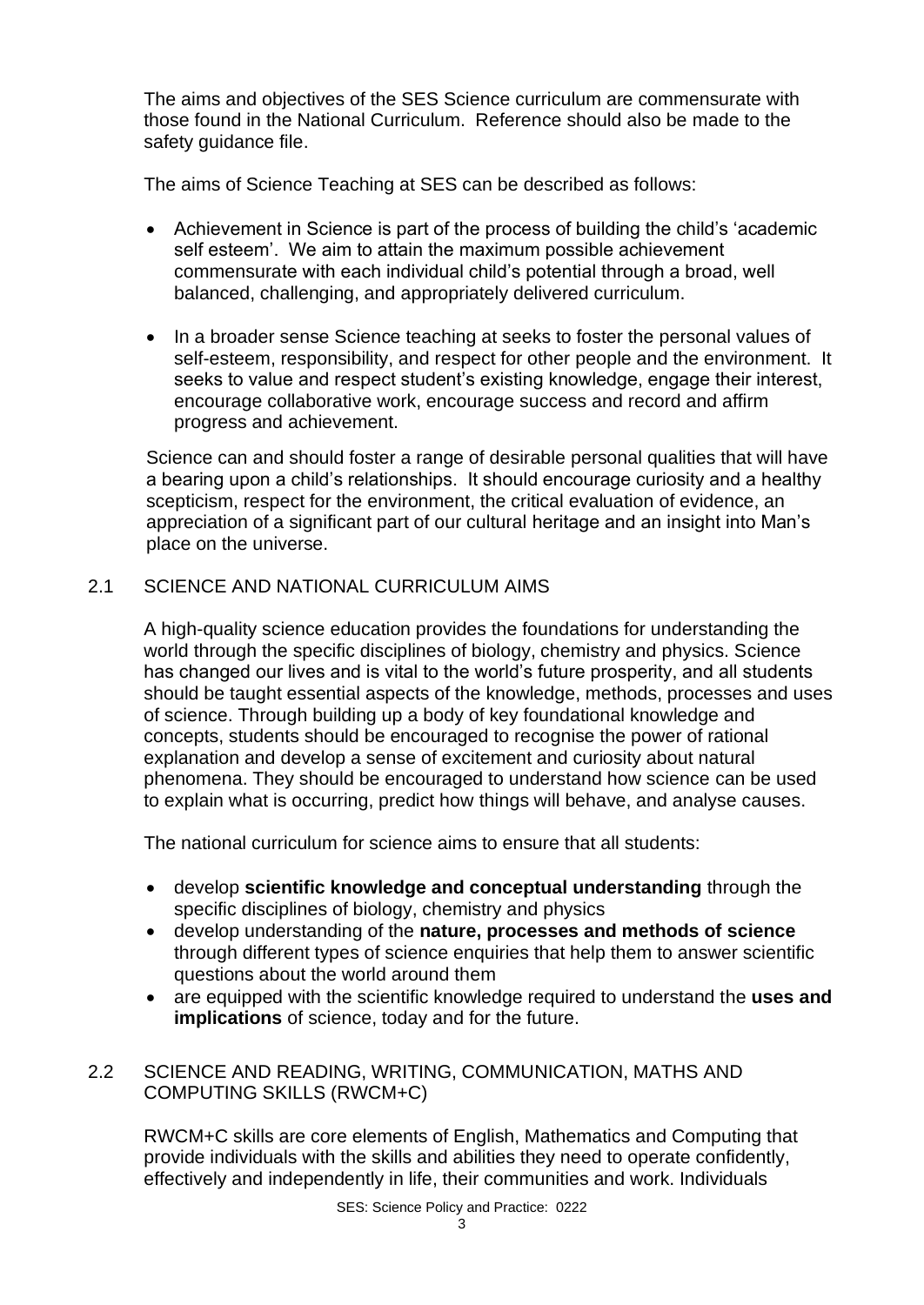The aims and objectives of the SES Science curriculum are commensurate with those found in the National Curriculum. Reference should also be made to the safety guidance file.

The aims of Science Teaching at SES can be described as follows:

- Achievement in Science is part of the process of building the child's 'academic self esteem'. We aim to attain the maximum possible achievement commensurate with each individual child's potential through a broad, well balanced, challenging, and appropriately delivered curriculum.
- In a broader sense Science teaching at seeks to foster the personal values of self-esteem, responsibility, and respect for other people and the environment. It seeks to value and respect student's existing knowledge, engage their interest, encourage collaborative work, encourage success and record and affirm progress and achievement.

Science can and should foster a range of desirable personal qualities that will have a bearing upon a child's relationships. It should encourage curiosity and a healthy scepticism, respect for the environment, the critical evaluation of evidence, an appreciation of a significant part of our cultural heritage and an insight into Man's place on the universe.

## 2.1 SCIENCE AND NATIONAL CURRICULUM AIMS

A high-quality science education provides the foundations for understanding the world through the specific disciplines of biology, chemistry and physics. Science has changed our lives and is vital to the world's future prosperity, and all students should be taught essential aspects of the knowledge, methods, processes and uses of science. Through building up a body of key foundational knowledge and concepts, students should be encouraged to recognise the power of rational explanation and develop a sense of excitement and curiosity about natural phenomena. They should be encouraged to understand how science can be used to explain what is occurring, predict how things will behave, and analyse causes.

The national curriculum for science aims to ensure that all students:

- develop **scientific knowledge and conceptual understanding** through the specific disciplines of biology, chemistry and physics
- develop understanding of the **nature, processes and methods of science** through different types of science enquiries that help them to answer scientific questions about the world around them
- are equipped with the scientific knowledge required to understand the **uses and implications** of science, today and for the future.

## 2.2 SCIENCE AND READING, WRITING, COMMUNICATION, MATHS AND COMPUTING SKILLS (RWCM+C)

RWCM+C skills are core elements of English, Mathematics and Computing that provide individuals with the skills and abilities they need to operate confidently, effectively and independently in life, their communities and work. Individuals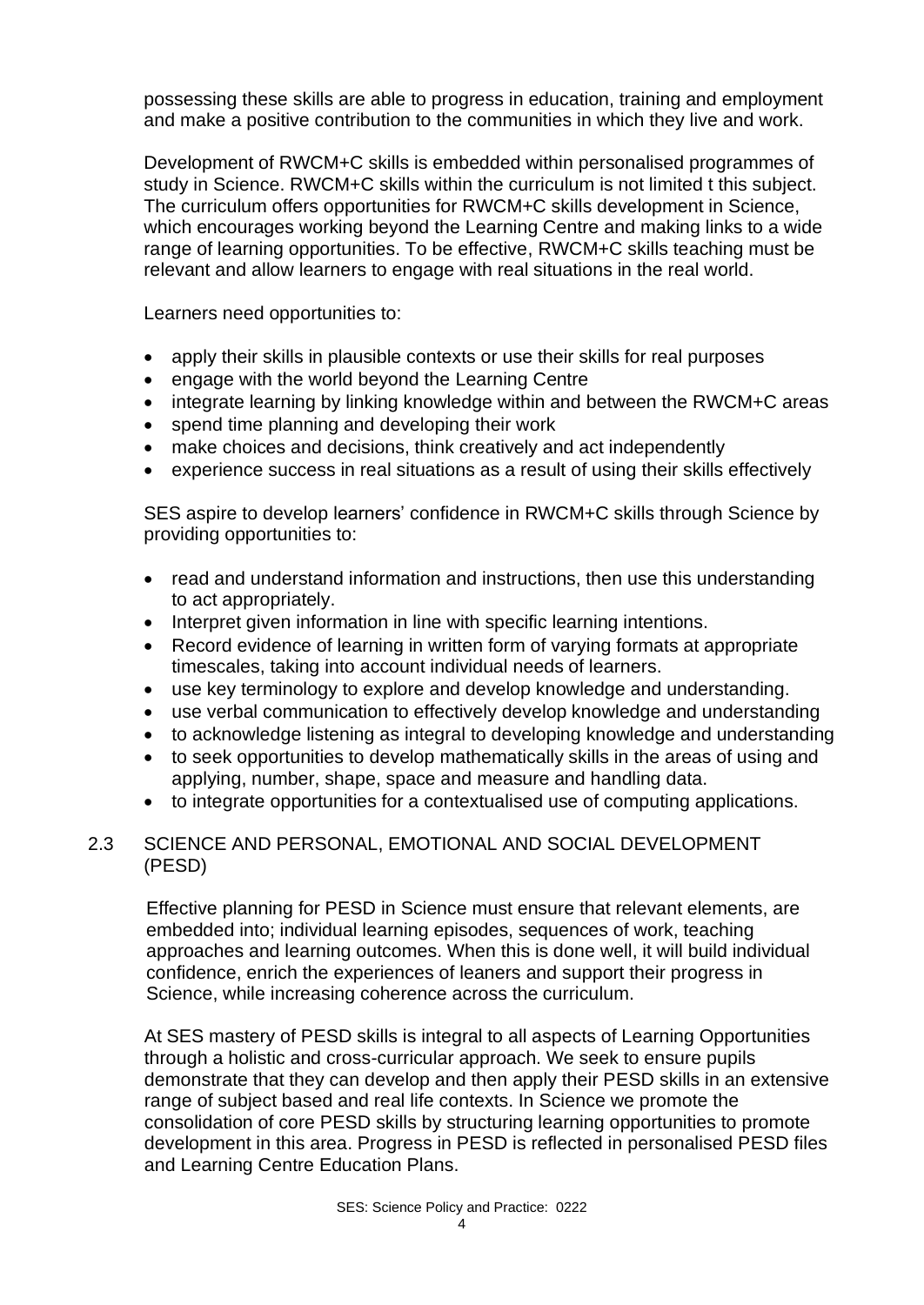possessing these skills are able to progress in education, training and employment and make a positive contribution to the communities in which they live and work.

Development of RWCM+C skills is embedded within personalised programmes of study in Science. RWCM+C skills within the curriculum is not limited t this subject. The curriculum offers opportunities for RWCM+C skills development in Science, which encourages working beyond the Learning Centre and making links to a wide range of learning opportunities. To be effective, RWCM+C skills teaching must be relevant and allow learners to engage with real situations in the real world.

Learners need opportunities to:

- apply their skills in plausible contexts or use their skills for real purposes
- engage with the world beyond the Learning Centre
- integrate learning by linking knowledge within and between the RWCM+C areas
- spend time planning and developing their work
- make choices and decisions, think creatively and act independently
- experience success in real situations as a result of using their skills effectively

SES aspire to develop learners' confidence in RWCM+C skills through Science by providing opportunities to:

- read and understand information and instructions, then use this understanding to act appropriately.
- Interpret given information in line with specific learning intentions.
- Record evidence of learning in written form of varying formats at appropriate timescales, taking into account individual needs of learners.
- use key terminology to explore and develop knowledge and understanding.
- use verbal communication to effectively develop knowledge and understanding
- to acknowledge listening as integral to developing knowledge and understanding
- to seek opportunities to develop mathematically skills in the areas of using and applying, number, shape, space and measure and handling data.
- to integrate opportunities for a contextualised use of computing applications.

## 2.3 SCIENCE AND PERSONAL, EMOTIONAL AND SOCIAL DEVELOPMENT (PESD)

Effective planning for PESD in Science must ensure that relevant elements, are embedded into; individual learning episodes, sequences of work, teaching approaches and learning outcomes. When this is done well, it will build individual confidence, enrich the experiences of leaners and support their progress in Science, while increasing coherence across the curriculum.

At SES mastery of PESD skills is integral to all aspects of Learning Opportunities through a holistic and cross-curricular approach. We seek to ensure pupils demonstrate that they can develop and then apply their PESD skills in an extensive range of subject based and real life contexts. In Science we promote the consolidation of core PESD skills by structuring learning opportunities to promote development in this area. Progress in PESD is reflected in personalised PESD files and Learning Centre Education Plans.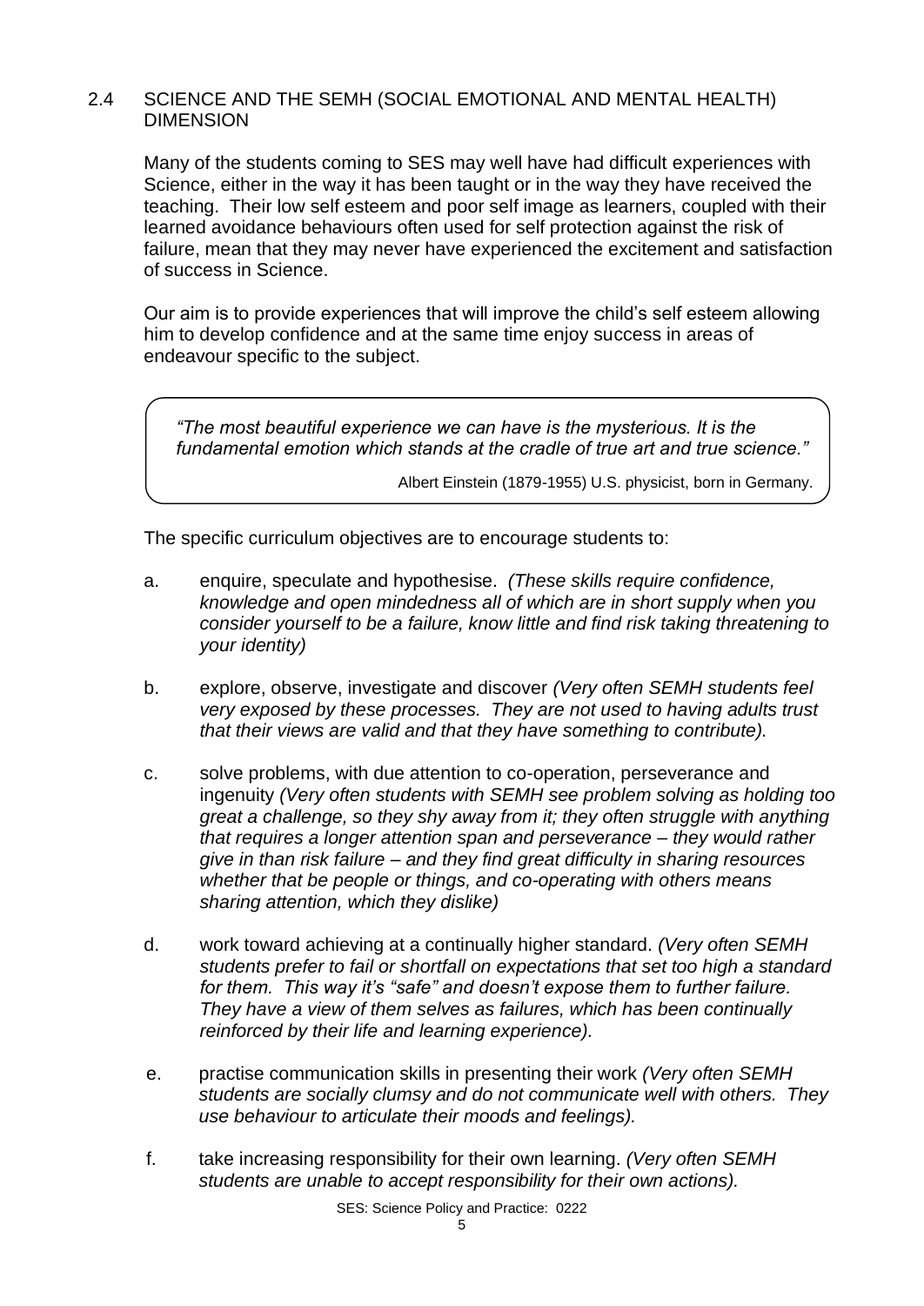## 2.4 SCIENCE AND THE SEMH (SOCIAL EMOTIONAL AND MENTAL HEALTH) DIMENSION

Many of the students coming to SES may well have had difficult experiences with Science, either in the way it has been taught or in the way they have received the teaching. Their low self esteem and poor self image as learners, coupled with their learned avoidance behaviours often used for self protection against the risk of failure, mean that they may never have experienced the excitement and satisfaction of success in Science.

Our aim is to provide experiences that will improve the child's self esteem allowing him to develop confidence and at the same time enjoy success in areas of endeavour specific to the subject.

> *"The most beautiful experience we can have is the mysterious. It is the fundamental emotion which stands at the cradle of true art and true science."*
>
> Albert Einstein (1879-1955) U.S. physicist, born in Germany.

The specific curriculum objectives are to encourage students to:

a. enquire, speculate and hypothesise. *(These skills require confidence, knowledge and open mindedness all of which are in short supply when you consider yourself to be a failure, know little and find risk taking threatening to your identity)*

b. explore, observe, investigate and discover *(Very often SEMH students feel very exposed by these processes. They are not used to having adults trust that their views are valid and that they have something to contribute).*

c. solve problems, with due attention to co-operation, perseverance and ingenuity *(Very often students with SEMH see problem solving as holding too great a challenge, so they shy away from it; they often struggle with anything that requires a longer attention span and perseverance – they would rather give in than risk failure – and they find great difficulty in sharing resources whether that be people or things, and co-operating with others means sharing attention, which they dislike)*

d. work toward achieving at a continually higher standard. *(Very often SEMH students prefer to fail or shortfall on expectations that set too high a standard for them. This way it's "safe" and doesn't expose them to further failure. They have a view of them selves as failures, which has been continually reinforced by their life and learning experience).*

e. practise communication skills in presenting their work *(Very often SEMH students are socially clumsy and do not communicate well with others. They use behaviour to articulate their moods and feelings).*

f. take increasing responsibility for their own learning. *(Very often SEMH students are unable to accept responsibility for their own actions).*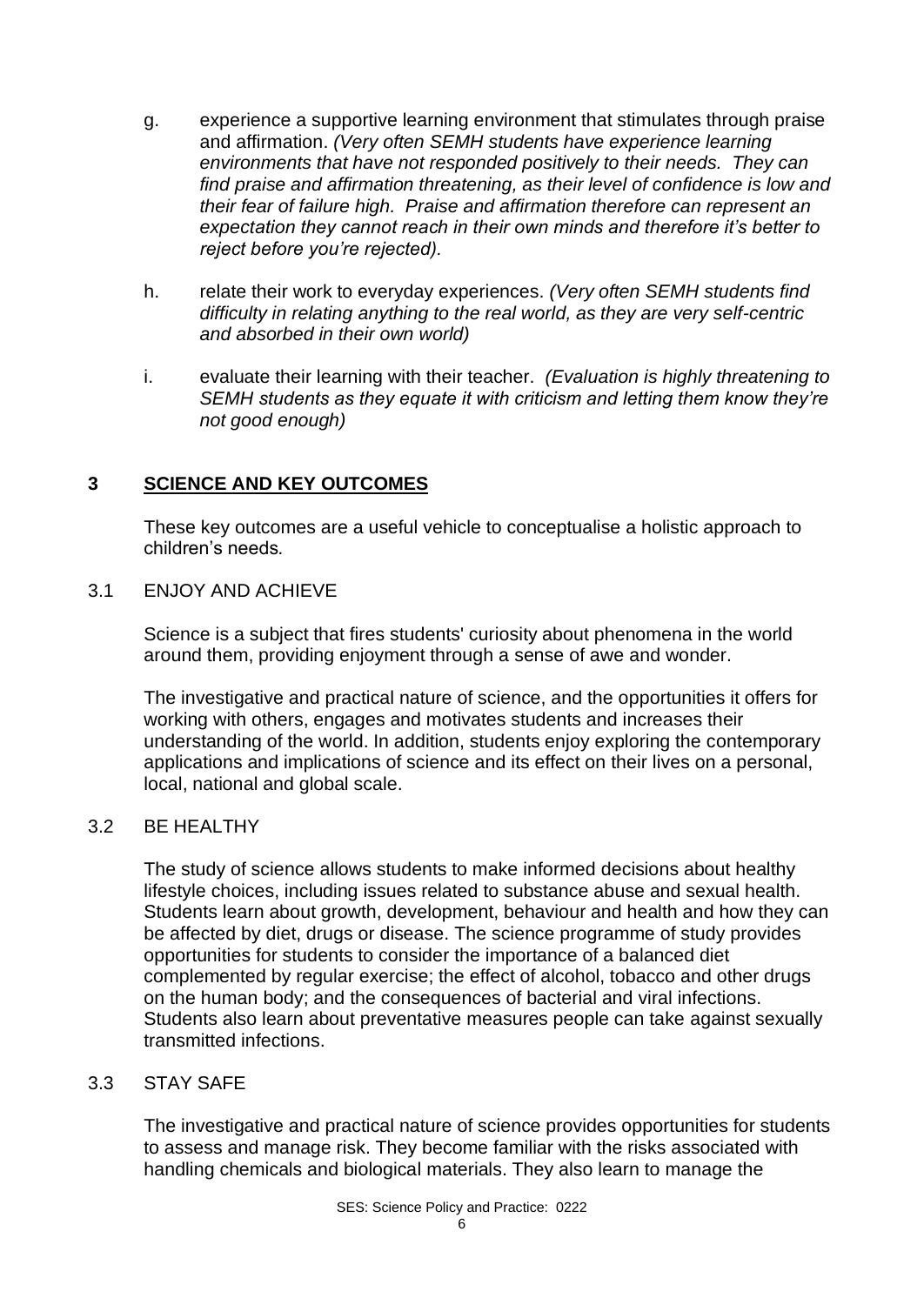g. experience a supportive learning environment that stimulates through praise and affirmation. *(Very often SEMH students have experience learning environments that have not responded positively to their needs. They can find praise and affirmation threatening, as their level of confidence is low and their fear of failure high. Praise and affirmation therefore can represent an expectation they cannot reach in their own minds and therefore it's better to reject before you're rejected).*

h. relate their work to everyday experiences. *(Very often SEMH students find difficulty in relating anything to the real world, as they are very self-centric and absorbed in their own world)*

i. evaluate their learning with their teacher. *(Evaluation is highly threatening to SEMH students as they equate it with criticism and letting them know they're not good enough)*

## 3 SCIENCE AND KEY OUTCOMES

These key outcomes are a useful vehicle to conceptualise a holistic approach to children's needs*.*

### 3.1 ENJOY AND ACHIEVE

Science is a subject that fires students' curiosity about phenomena in the world around them, providing enjoyment through a sense of awe and wonder.

The investigative and practical nature of science, and the opportunities it offers for working with others, engages and motivates students and increases their understanding of the world. In addition, students enjoy exploring the contemporary applications and implications of science and its effect on their lives on a personal, local, national and global scale.

### 3.2 BE HEALTHY

The study of science allows students to make informed decisions about healthy lifestyle choices, including issues related to substance abuse and sexual health. Students learn about growth, development, behaviour and health and how they can be affected by diet, drugs or disease. The science programme of study provides opportunities for students to consider the importance of a balanced diet complemented by regular exercise; the effect of alcohol, tobacco and other drugs on the human body; and the consequences of bacterial and viral infections. Students also learn about preventative measures people can take against sexually transmitted infections.

### 3.3 STAY SAFE

The investigative and practical nature of science provides opportunities for students to assess and manage risk. They become familiar with the risks associated with handling chemicals and biological materials. They also learn to manage the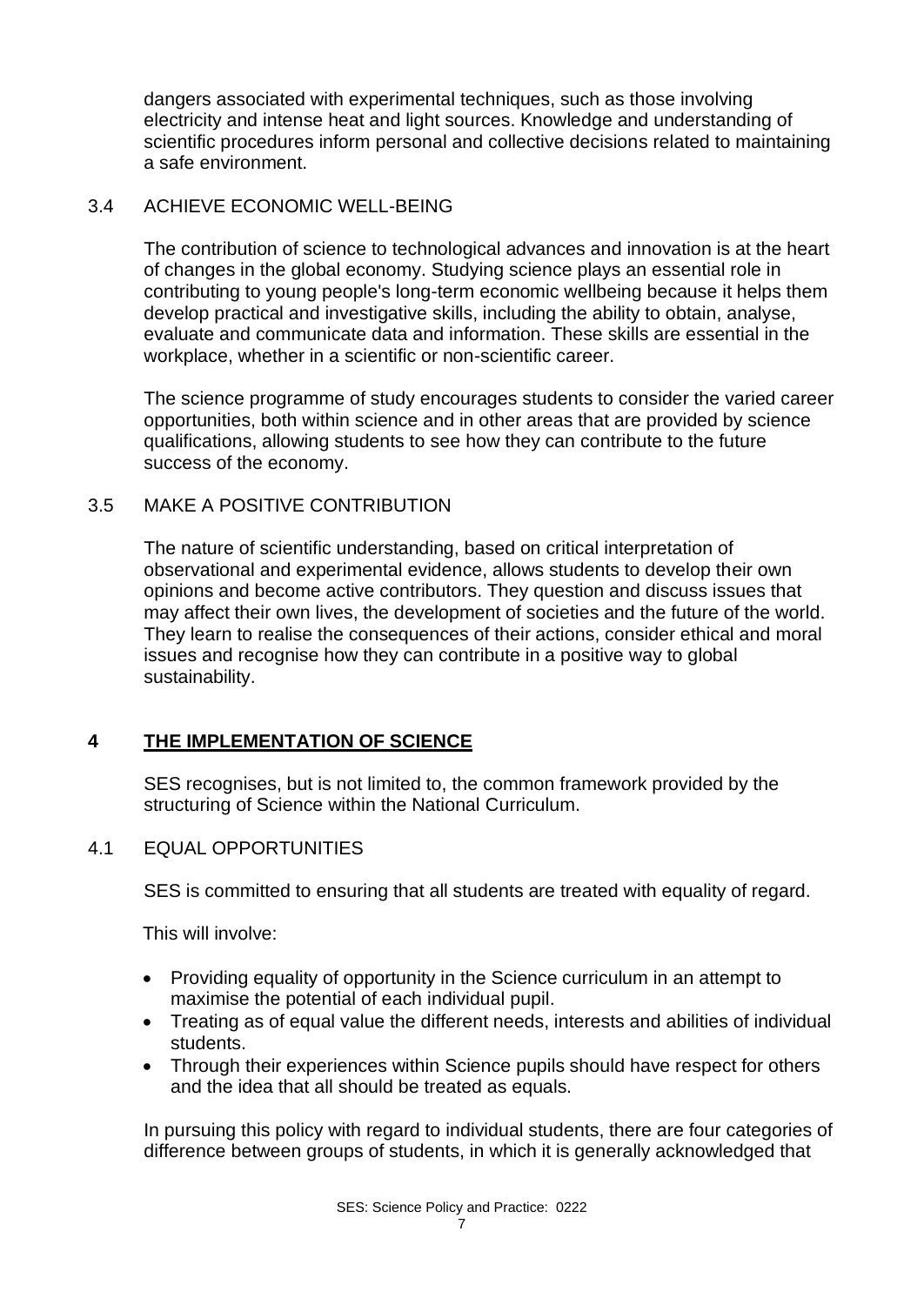dangers associated with experimental techniques, such as those involving electricity and intense heat and light sources. Knowledge and understanding of scientific procedures inform personal and collective decisions related to maintaining a safe environment.

### 3.4 ACHIEVE ECONOMIC WELL-BEING

The contribution of science to technological advances and innovation is at the heart of changes in the global economy. Studying science plays an essential role in contributing to young people's long-term economic wellbeing because it helps them develop practical and investigative skills, including the ability to obtain, analyse, evaluate and communicate data and information. These skills are essential in the workplace, whether in a scientific or non-scientific career.

The science programme of study encourages students to consider the varied career opportunities, both within science and in other areas that are provided by science qualifications, allowing students to see how they can contribute to the future success of the economy.

### 3.5 MAKE A POSITIVE CONTRIBUTION

The nature of scientific understanding, based on critical interpretation of observational and experimental evidence, allows students to develop their own opinions and become active contributors. They question and discuss issues that may affect their own lives, the development of societies and the future of the world. They learn to realise the consequences of their actions, consider ethical and moral issues and recognise how they can contribute in a positive way to global sustainability.

## 4 THE IMPLEMENTATION OF SCIENCE

SES recognises, but is not limited to, the common framework provided by the structuring of Science within the National Curriculum.

### 4.1 EQUAL OPPORTUNITIES

SES is committed to ensuring that all students are treated with equality of regard.

This will involve:

- Providing equality of opportunity in the Science curriculum in an attempt to maximise the potential of each individual pupil.
- Treating as of equal value the different needs, interests and abilities of individual students.
- Through their experiences within Science pupils should have respect for others and the idea that all should be treated as equals.

In pursuing this policy with regard to individual students, there are four categories of difference between groups of students, in which it is generally acknowledged that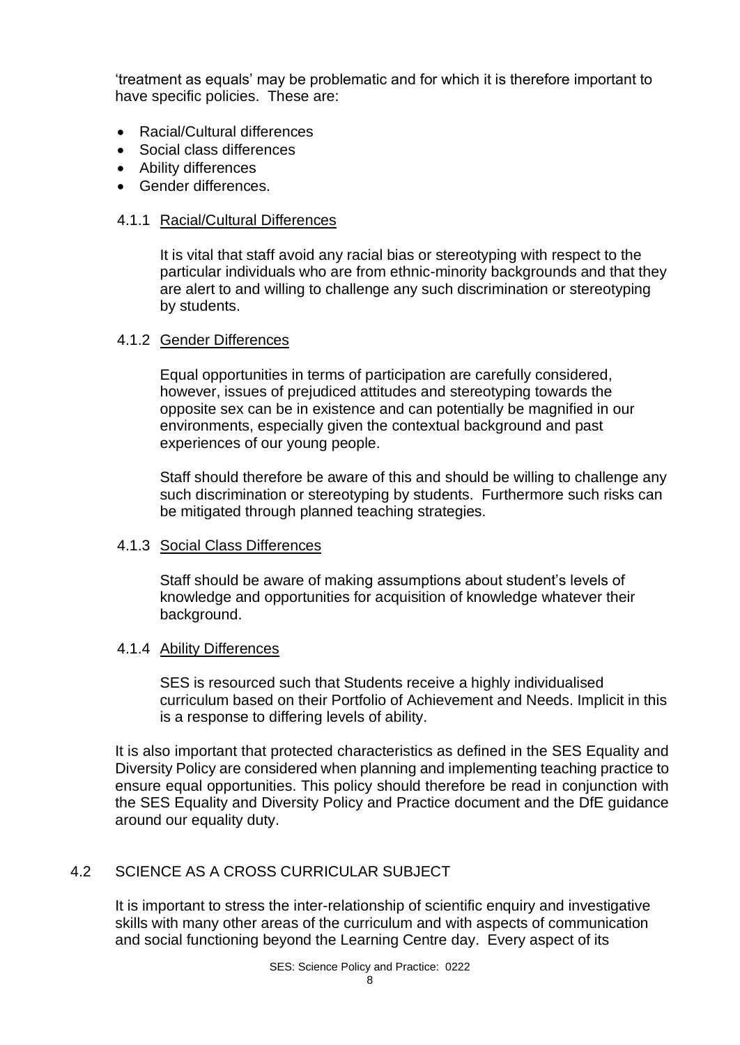'treatment as equals' may be problematic and for which it is therefore important to have specific policies. These are:

- Racial/Cultural differences
- Social class differences
- Ability differences
- Gender differences.

### 4.1.1 Racial/Cultural Differences

It is vital that staff avoid any racial bias or stereotyping with respect to the particular individuals who are from ethnic-minority backgrounds and that they are alert to and willing to challenge any such discrimination or stereotyping by students.

### 4.1.2 Gender Differences

Equal opportunities in terms of participation are carefully considered, however, issues of prejudiced attitudes and stereotyping towards the opposite sex can be in existence and can potentially be magnified in our environments, especially given the contextual background and past experiences of our young people.

Staff should therefore be aware of this and should be willing to challenge any such discrimination or stereotyping by students. Furthermore such risks can be mitigated through planned teaching strategies.

### 4.1.3 Social Class Differences

Staff should be aware of making assumptions about student's levels of knowledge and opportunities for acquisition of knowledge whatever their background.

### 4.1.4 Ability Differences

SES is resourced such that Students receive a highly individualised curriculum based on their Portfolio of Achievement and Needs. Implicit in this is a response to differing levels of ability.

It is also important that protected characteristics as defined in the SES Equality and Diversity Policy are considered when planning and implementing teaching practice to ensure equal opportunities. This policy should therefore be read in conjunction with the SES Equality and Diversity Policy and Practice document and the DfE guidance around our equality duty.

## 4.2 SCIENCE AS A CROSS CURRICULAR SUBJECT

It is important to stress the inter-relationship of scientific enquiry and investigative skills with many other areas of the curriculum and with aspects of communication and social functioning beyond the Learning Centre day. Every aspect of its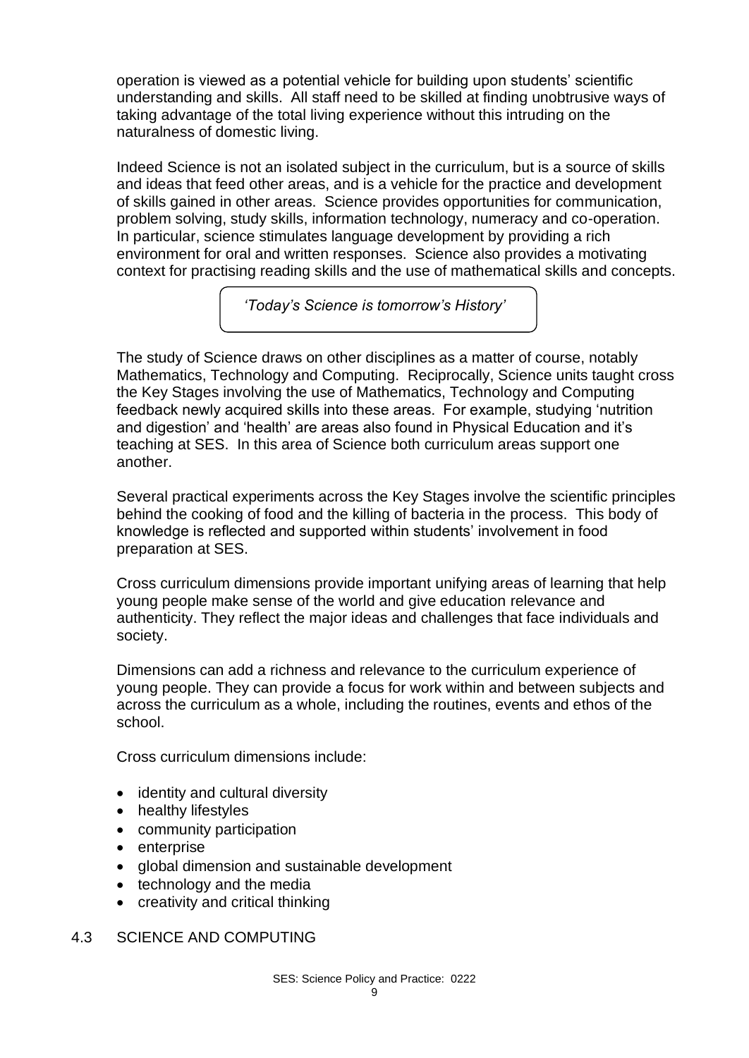operation is viewed as a potential vehicle for building upon students' scientific understanding and skills. All staff need to be skilled at finding unobtrusive ways of taking advantage of the total living experience without this intruding on the naturalness of domestic living.

Indeed Science is not an isolated subject in the curriculum, but is a source of skills and ideas that feed other areas, and is a vehicle for the practice and development of skills gained in other areas. Science provides opportunities for communication, problem solving, study skills, information technology, numeracy and co-operation. In particular, science stimulates language development by providing a rich environment for oral and written responses. Science also provides a motivating context for practising reading skills and the use of mathematical skills and concepts.

*'Today's Science is tomorrow's History'*

The study of Science draws on other disciplines as a matter of course, notably Mathematics, Technology and Computing. Reciprocally, Science units taught cross the Key Stages involving the use of Mathematics, Technology and Computing feedback newly acquired skills into these areas. For example, studying 'nutrition and digestion' and 'health' are areas also found in Physical Education and it's teaching at SES. In this area of Science both curriculum areas support one another.

Several practical experiments across the Key Stages involve the scientific principles behind the cooking of food and the killing of bacteria in the process. This body of knowledge is reflected and supported within students' involvement in food preparation at SES.

Cross curriculum dimensions provide important unifying areas of learning that help young people make sense of the world and give education relevance and authenticity. They reflect the major ideas and challenges that face individuals and society.

Dimensions can add a richness and relevance to the curriculum experience of young people. They can provide a focus for work within and between subjects and across the curriculum as a whole, including the routines, events and ethos of the school.

Cross curriculum dimensions include:

- identity and cultural diversity
- healthy lifestyles
- community participation
- enterprise
- global dimension and sustainable development
- technology and the media
- creativity and critical thinking

## 4.3 SCIENCE AND COMPUTING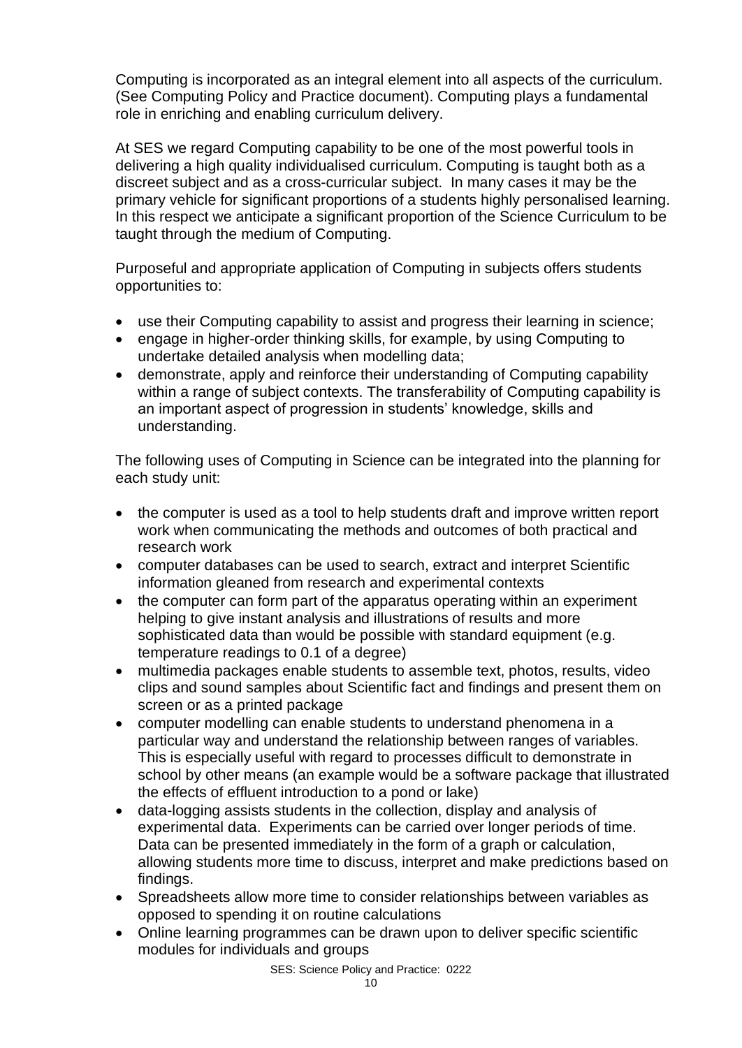Computing is incorporated as an integral element into all aspects of the curriculum. (See Computing Policy and Practice document). Computing plays a fundamental role in enriching and enabling curriculum delivery.

At SES we regard Computing capability to be one of the most powerful tools in delivering a high quality individualised curriculum. Computing is taught both as a discreet subject and as a cross-curricular subject. In many cases it may be the primary vehicle for significant proportions of a students highly personalised learning. In this respect we anticipate a significant proportion of the Science Curriculum to be taught through the medium of Computing.

Purposeful and appropriate application of Computing in subjects offers students opportunities to:

- use their Computing capability to assist and progress their learning in science;
- engage in higher-order thinking skills, for example, by using Computing to undertake detailed analysis when modelling data;
- demonstrate, apply and reinforce their understanding of Computing capability within a range of subject contexts. The transferability of Computing capability is an important aspect of progression in students' knowledge, skills and understanding.

The following uses of Computing in Science can be integrated into the planning for each study unit:

- the computer is used as a tool to help students draft and improve written report work when communicating the methods and outcomes of both practical and research work
- computer databases can be used to search, extract and interpret Scientific information gleaned from research and experimental contexts
- the computer can form part of the apparatus operating within an experiment helping to give instant analysis and illustrations of results and more sophisticated data than would be possible with standard equipment (e.g. temperature readings to 0.1 of a degree)
- multimedia packages enable students to assemble text, photos, results, video clips and sound samples about Scientific fact and findings and present them on screen or as a printed package
- computer modelling can enable students to understand phenomena in a particular way and understand the relationship between ranges of variables. This is especially useful with regard to processes difficult to demonstrate in school by other means (an example would be a software package that illustrated the effects of effluent introduction to a pond or lake)
- data-logging assists students in the collection, display and analysis of experimental data. Experiments can be carried over longer periods of time. Data can be presented immediately in the form of a graph or calculation, allowing students more time to discuss, interpret and make predictions based on findings.
- Spreadsheets allow more time to consider relationships between variables as opposed to spending it on routine calculations
- Online learning programmes can be drawn upon to deliver specific scientific modules for individuals and groups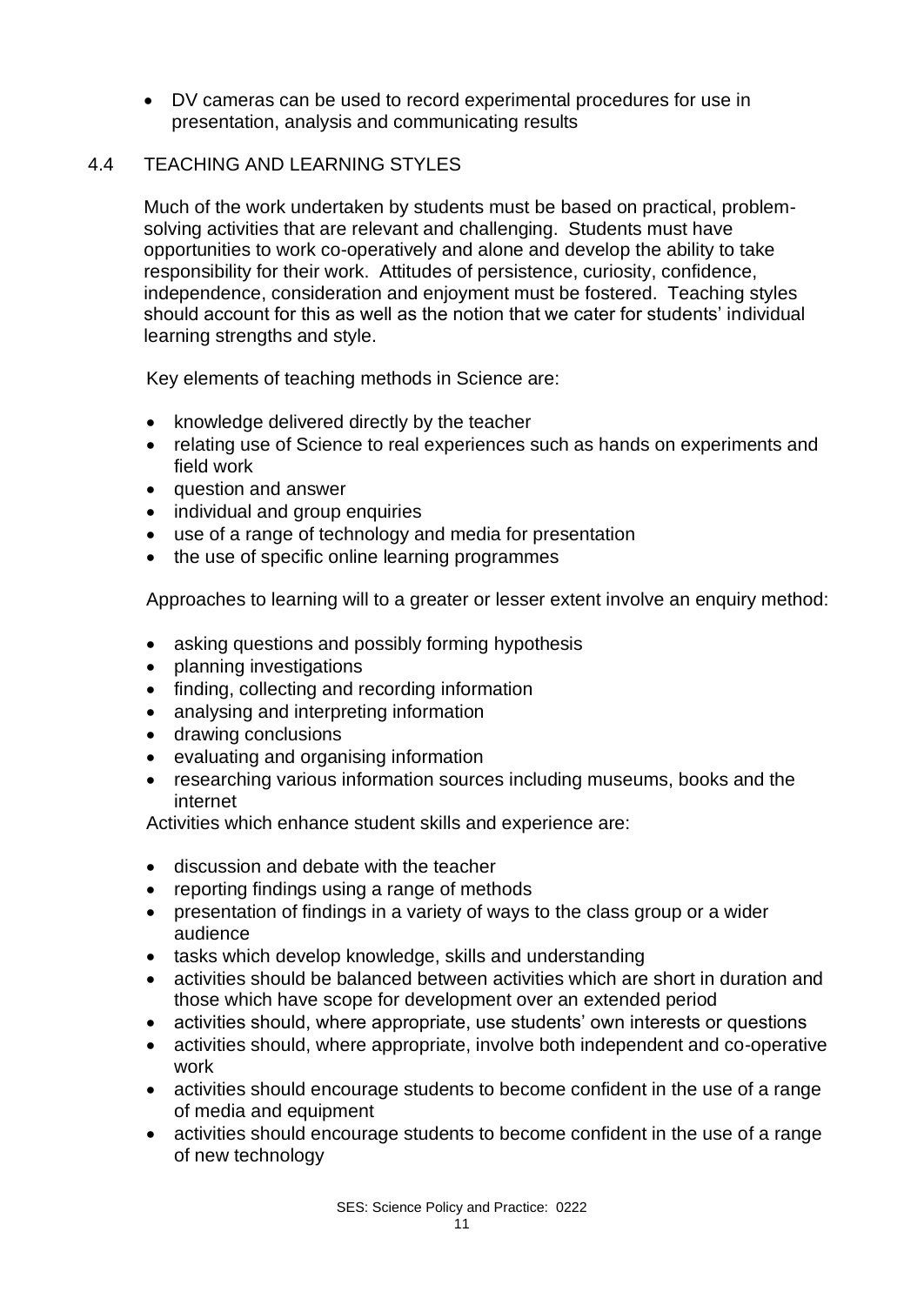- DV cameras can be used to record experimental procedures for use in presentation, analysis and communicating results

## 4.4 TEACHING AND LEARNING STYLES

Much of the work undertaken by students must be based on practical, problem-solving activities that are relevant and challenging. Students must have opportunities to work co-operatively and alone and develop the ability to take responsibility for their work. Attitudes of persistence, curiosity, confidence, independence, consideration and enjoyment must be fostered. Teaching styles should account for this as well as the notion that we cater for students' individual learning strengths and style.

Key elements of teaching methods in Science are:

- knowledge delivered directly by the teacher
- relating use of Science to real experiences such as hands on experiments and field work
- question and answer
- individual and group enquiries
- use of a range of technology and media for presentation
- the use of specific online learning programmes

Approaches to learning will to a greater or lesser extent involve an enquiry method:

- asking questions and possibly forming hypothesis
- planning investigations
- finding, collecting and recording information
- analysing and interpreting information
- drawing conclusions
- evaluating and organising information
- researching various information sources including museums, books and the internet

Activities which enhance student skills and experience are:

- discussion and debate with the teacher
- reporting findings using a range of methods
- presentation of findings in a variety of ways to the class group or a wider audience
- tasks which develop knowledge, skills and understanding
- activities should be balanced between activities which are short in duration and those which have scope for development over an extended period
- activities should, where appropriate, use students' own interests or questions
- activities should, where appropriate, involve both independent and co-operative work
- activities should encourage students to become confident in the use of a range of media and equipment
- activities should encourage students to become confident in the use of a range of new technology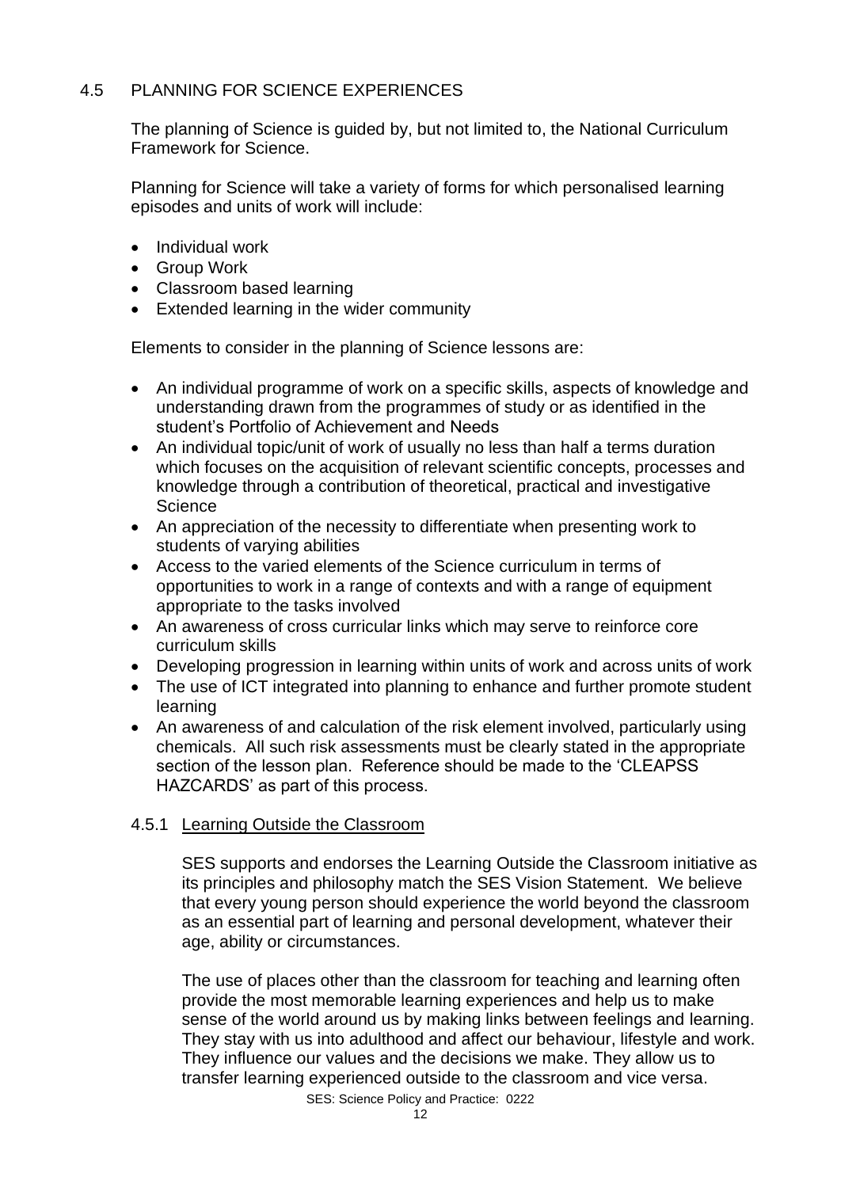## 4.5 PLANNING FOR SCIENCE EXPERIENCES

The planning of Science is guided by, but not limited to, the National Curriculum Framework for Science.

Planning for Science will take a variety of forms for which personalised learning episodes and units of work will include:

- Individual work
- Group Work
- Classroom based learning
- Extended learning in the wider community

Elements to consider in the planning of Science lessons are:

- An individual programme of work on a specific skills, aspects of knowledge and understanding drawn from the programmes of study or as identified in the student's Portfolio of Achievement and Needs
- An individual topic/unit of work of usually no less than half a terms duration which focuses on the acquisition of relevant scientific concepts, processes and knowledge through a contribution of theoretical, practical and investigative Science
- An appreciation of the necessity to differentiate when presenting work to students of varying abilities
- Access to the varied elements of the Science curriculum in terms of opportunities to work in a range of contexts and with a range of equipment appropriate to the tasks involved
- An awareness of cross curricular links which may serve to reinforce core curriculum skills
- Developing progression in learning within units of work and across units of work
- The use of ICT integrated into planning to enhance and further promote student learning
- An awareness of and calculation of the risk element involved, particularly using chemicals. All such risk assessments must be clearly stated in the appropriate section of the lesson plan. Reference should be made to the 'CLEAPSS HAZCARDS' as part of this process.

### 4.5.1 Learning Outside the Classroom

SES supports and endorses the Learning Outside the Classroom initiative as its principles and philosophy match the SES Vision Statement. We believe that every young person should experience the world beyond the classroom as an essential part of learning and personal development, whatever their age, ability or circumstances.

The use of places other than the classroom for teaching and learning often provide the most memorable learning experiences and help us to make sense of the world around us by making links between feelings and learning. They stay with us into adulthood and affect our behaviour, lifestyle and work. They influence our values and the decisions we make. They allow us to transfer learning experienced outside to the classroom and vice versa.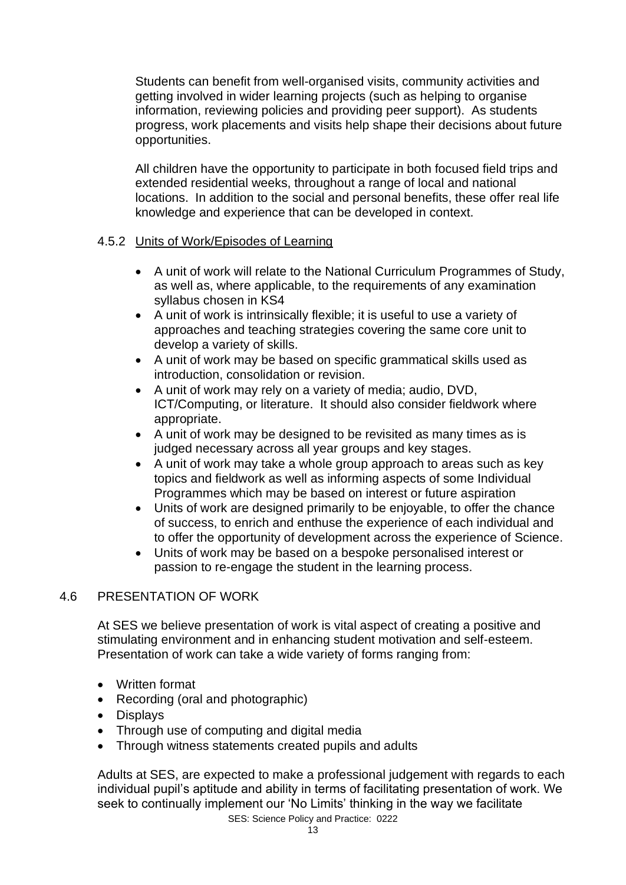Students can benefit from well-organised visits, community activities and getting involved in wider learning projects (such as helping to organise information, reviewing policies and providing peer support). As students progress, work placements and visits help shape their decisions about future opportunities.

All children have the opportunity to participate in both focused field trips and extended residential weeks, throughout a range of local and national locations. In addition to the social and personal benefits, these offer real life knowledge and experience that can be developed in context.

#### 4.5.2 Units of Work/Episodes of Learning

- A unit of work will relate to the National Curriculum Programmes of Study, as well as, where applicable, to the requirements of any examination syllabus chosen in KS4
- A unit of work is intrinsically flexible; it is useful to use a variety of approaches and teaching strategies covering the same core unit to develop a variety of skills.
- A unit of work may be based on specific grammatical skills used as introduction, consolidation or revision.
- A unit of work may rely on a variety of media; audio, DVD, ICT/Computing, or literature. It should also consider fieldwork where appropriate.
- A unit of work may be designed to be revisited as many times as is judged necessary across all year groups and key stages.
- A unit of work may take a whole group approach to areas such as key topics and fieldwork as well as informing aspects of some Individual Programmes which may be based on interest or future aspiration
- Units of work are designed primarily to be enjoyable, to offer the chance of success, to enrich and enthuse the experience of each individual and to offer the opportunity of development across the experience of Science.
- Units of work may be based on a bespoke personalised interest or passion to re-engage the student in the learning process.

### 4.6 PRESENTATION OF WORK

At SES we believe presentation of work is vital aspect of creating a positive and stimulating environment and in enhancing student motivation and self-esteem. Presentation of work can take a wide variety of forms ranging from:

- Written format
- Recording (oral and photographic)
- Displays
- Through use of computing and digital media
- Through witness statements created pupils and adults

Adults at SES, are expected to make a professional judgement with regards to each individual pupil's aptitude and ability in terms of facilitating presentation of work. We seek to continually implement our 'No Limits' thinking in the way we facilitate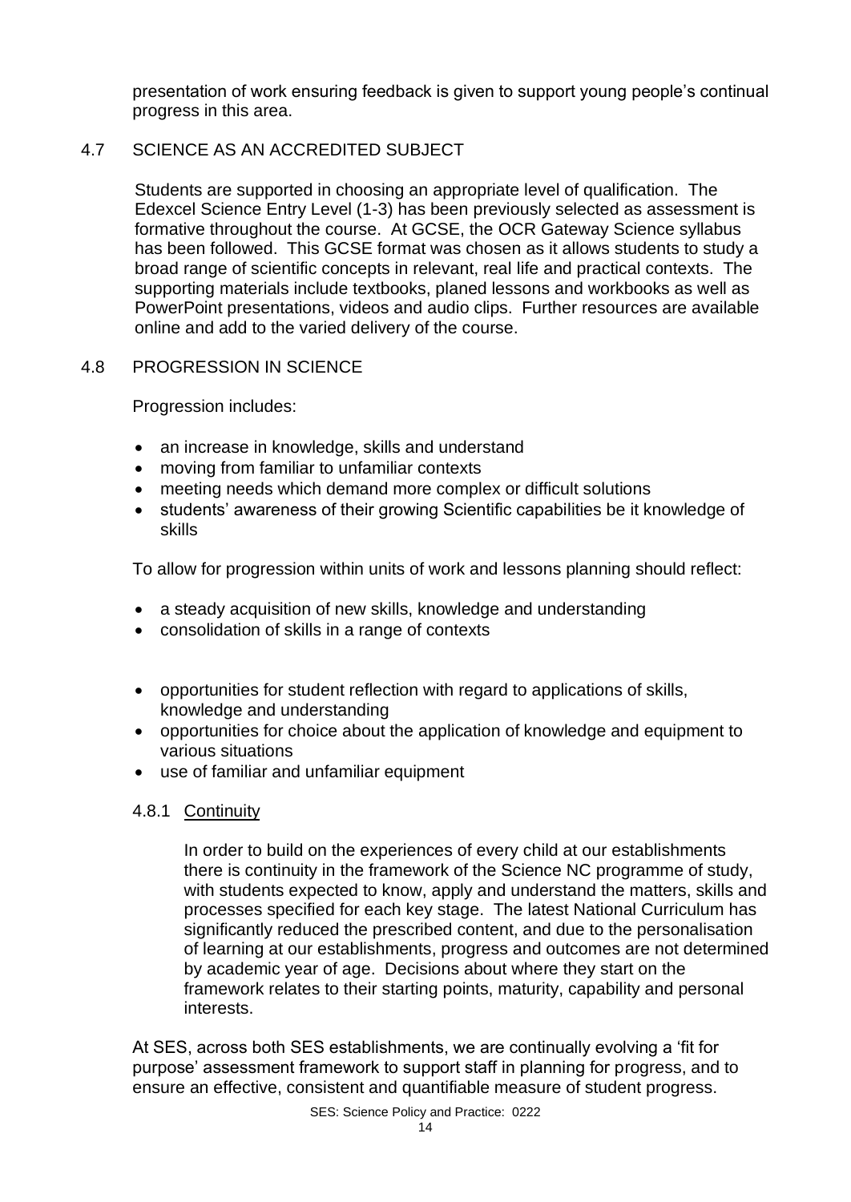presentation of work ensuring feedback is given to support young people's continual progress in this area.

## 4.7 SCIENCE AS AN ACCREDITED SUBJECT

Students are supported in choosing an appropriate level of qualification. The Edexcel Science Entry Level (1-3) has been previously selected as assessment is formative throughout the course. At GCSE, the OCR Gateway Science syllabus has been followed. This GCSE format was chosen as it allows students to study a broad range of scientific concepts in relevant, real life and practical contexts. The supporting materials include textbooks, planed lessons and workbooks as well as PowerPoint presentations, videos and audio clips. Further resources are available online and add to the varied delivery of the course.

## 4.8 PROGRESSION IN SCIENCE

Progression includes:

- an increase in knowledge, skills and understand
- moving from familiar to unfamiliar contexts
- meeting needs which demand more complex or difficult solutions
- students' awareness of their growing Scientific capabilities be it knowledge of skills

To allow for progression within units of work and lessons planning should reflect:

- a steady acquisition of new skills, knowledge and understanding
- consolidation of skills in a range of contexts
- opportunities for student reflection with regard to applications of skills, knowledge and understanding
- opportunities for choice about the application of knowledge and equipment to various situations
- use of familiar and unfamiliar equipment

### 4.8.1 Continuity

In order to build on the experiences of every child at our establishments there is continuity in the framework of the Science NC programme of study, with students expected to know, apply and understand the matters, skills and processes specified for each key stage. The latest National Curriculum has significantly reduced the prescribed content, and due to the personalisation of learning at our establishments, progress and outcomes are not determined by academic year of age. Decisions about where they start on the framework relates to their starting points, maturity, capability and personal interests.

At SES, across both SES establishments, we are continually evolving a 'fit for purpose' assessment framework to support staff in planning for progress, and to ensure an effective, consistent and quantifiable measure of student progress.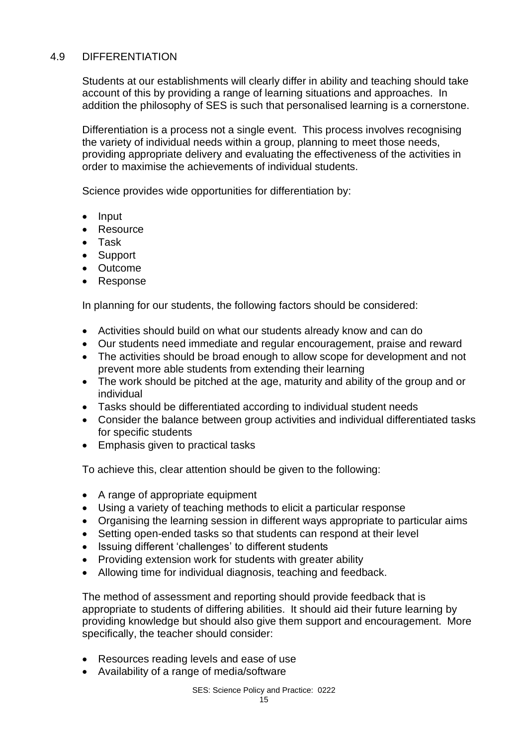## 4.9 DIFFERENTIATION

Students at our establishments will clearly differ in ability and teaching should take account of this by providing a range of learning situations and approaches. In addition the philosophy of SES is such that personalised learning is a cornerstone.

Differentiation is a process not a single event. This process involves recognising the variety of individual needs within a group, planning to meet those needs, providing appropriate delivery and evaluating the effectiveness of the activities in order to maximise the achievements of individual students.

Science provides wide opportunities for differentiation by:

- Input
- Resource
- Task
- Support
- Outcome
- Response

In planning for our students, the following factors should be considered:

- Activities should build on what our students already know and can do
- Our students need immediate and regular encouragement, praise and reward
- The activities should be broad enough to allow scope for development and not prevent more able students from extending their learning
- The work should be pitched at the age, maturity and ability of the group and or individual
- Tasks should be differentiated according to individual student needs
- Consider the balance between group activities and individual differentiated tasks for specific students
- Emphasis given to practical tasks

To achieve this, clear attention should be given to the following:

- A range of appropriate equipment
- Using a variety of teaching methods to elicit a particular response
- Organising the learning session in different ways appropriate to particular aims
- Setting open-ended tasks so that students can respond at their level
- Issuing different 'challenges' to different students
- Providing extension work for students with greater ability
- Allowing time for individual diagnosis, teaching and feedback.

The method of assessment and reporting should provide feedback that is appropriate to students of differing abilities. It should aid their future learning by providing knowledge but should also give them support and encouragement. More specifically, the teacher should consider:

- Resources reading levels and ease of use
- Availability of a range of media/software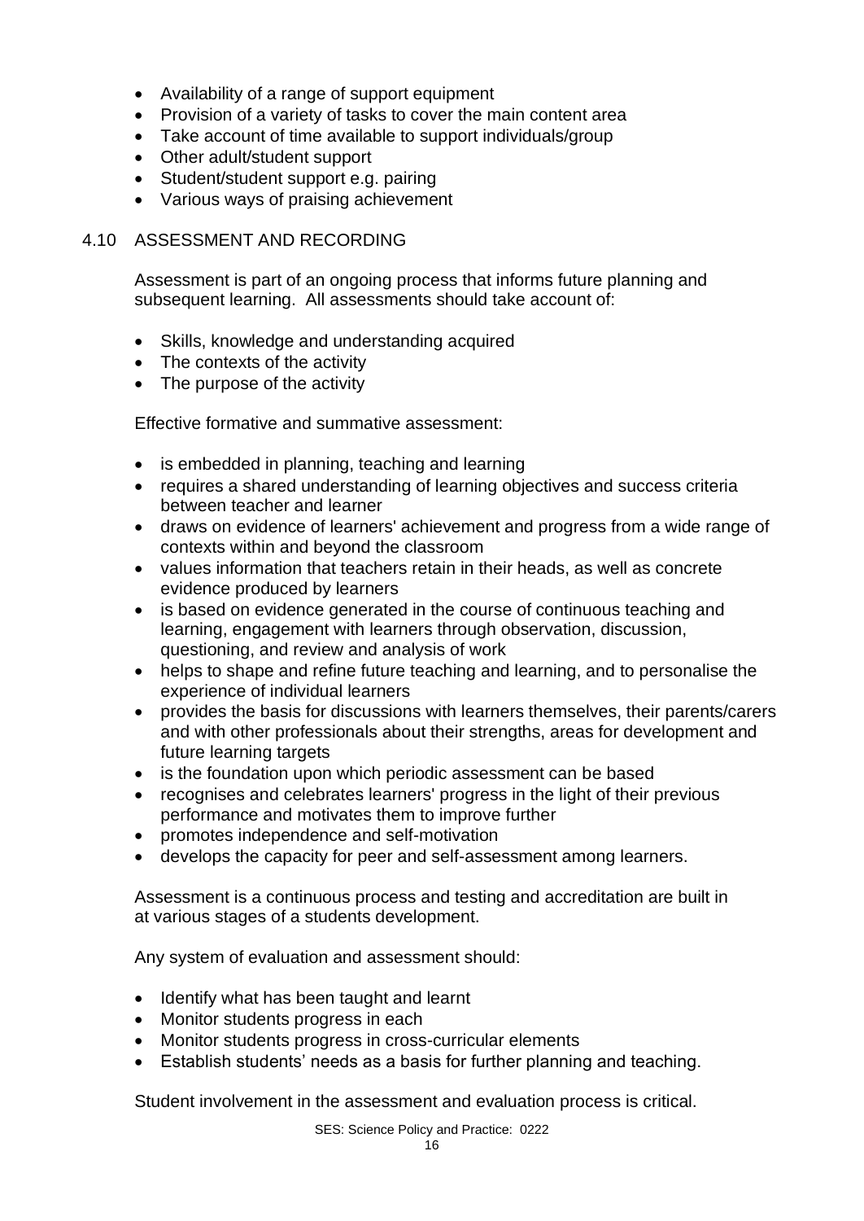- Availability of a range of support equipment
- Provision of a variety of tasks to cover the main content area
- Take account of time available to support individuals/group
- Other adult/student support
- Student/student support e.g. pairing
- Various ways of praising achievement

## 4.10 ASSESSMENT AND RECORDING

Assessment is part of an ongoing process that informs future planning and subsequent learning. All assessments should take account of:

- Skills, knowledge and understanding acquired
- The contexts of the activity
- The purpose of the activity

Effective formative and summative assessment:

- is embedded in planning, teaching and learning
- requires a shared understanding of learning objectives and success criteria between teacher and learner
- draws on evidence of learners' achievement and progress from a wide range of contexts within and beyond the classroom
- values information that teachers retain in their heads, as well as concrete evidence produced by learners
- is based on evidence generated in the course of continuous teaching and learning, engagement with learners through observation, discussion, questioning, and review and analysis of work
- helps to shape and refine future teaching and learning, and to personalise the experience of individual learners
- provides the basis for discussions with learners themselves, their parents/carers and with other professionals about their strengths, areas for development and future learning targets
- is the foundation upon which periodic assessment can be based
- recognises and celebrates learners' progress in the light of their previous performance and motivates them to improve further
- promotes independence and self-motivation
- develops the capacity for peer and self-assessment among learners.

Assessment is a continuous process and testing and accreditation are built in at various stages of a students development.

Any system of evaluation and assessment should:

- Identify what has been taught and learnt
- Monitor students progress in each
- Monitor students progress in cross-curricular elements
- Establish students' needs as a basis for further planning and teaching.

Student involvement in the assessment and evaluation process is critical.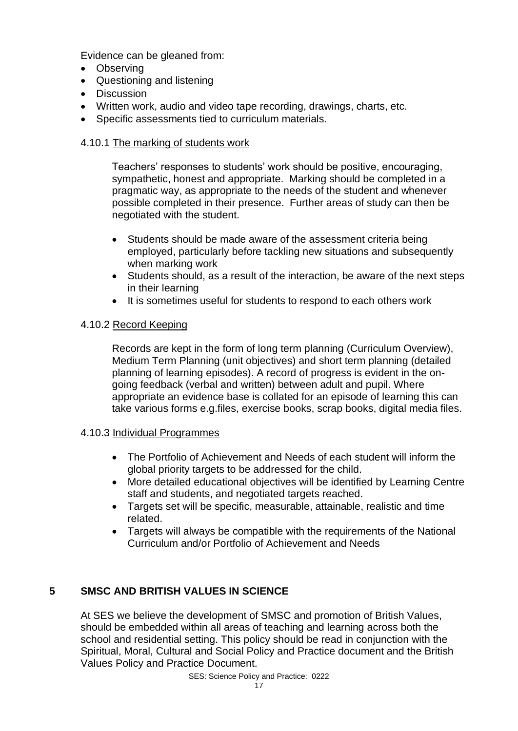Evidence can be gleaned from:

- Observing
- Questioning and listening
- Discussion
- Written work, audio and video tape recording, drawings, charts, etc.
- Specific assessments tied to curriculum materials.

#### 4.10.1 The marking of students work

Teachers' responses to students' work should be positive, encouraging, sympathetic, honest and appropriate. Marking should be completed in a pragmatic way, as appropriate to the needs of the student and whenever possible completed in their presence. Further areas of study can then be negotiated with the student.

- Students should be made aware of the assessment criteria being employed, particularly before tackling new situations and subsequently when marking work
- Students should, as a result of the interaction, be aware of the next steps in their learning
- It is sometimes useful for students to respond to each others work

#### 4.10.2 Record Keeping

Records are kept in the form of long term planning (Curriculum Overview), Medium Term Planning (unit objectives) and short term planning (detailed planning of learning episodes). A record of progress is evident in the on-going feedback (verbal and written) between adult and pupil. Where appropriate an evidence base is collated for an episode of learning this can take various forms e.g.files, exercise books, scrap books, digital media files.

#### 4.10.3 Individual Programmes

- The Portfolio of Achievement and Needs of each student will inform the global priority targets to be addressed for the child.
- More detailed educational objectives will be identified by Learning Centre staff and students, and negotiated targets reached.
- Targets set will be specific, measurable, attainable, realistic and time related.
- Targets will always be compatible with the requirements of the National Curriculum and/or Portfolio of Achievement and Needs

## 5 SMSC AND BRITISH VALUES IN SCIENCE

At SES we believe the development of SMSC and promotion of British Values, should be embedded within all areas of teaching and learning across both the school and residential setting. This policy should be read in conjunction with the Spiritual, Moral, Cultural and Social Policy and Practice document and the British Values Policy and Practice Document.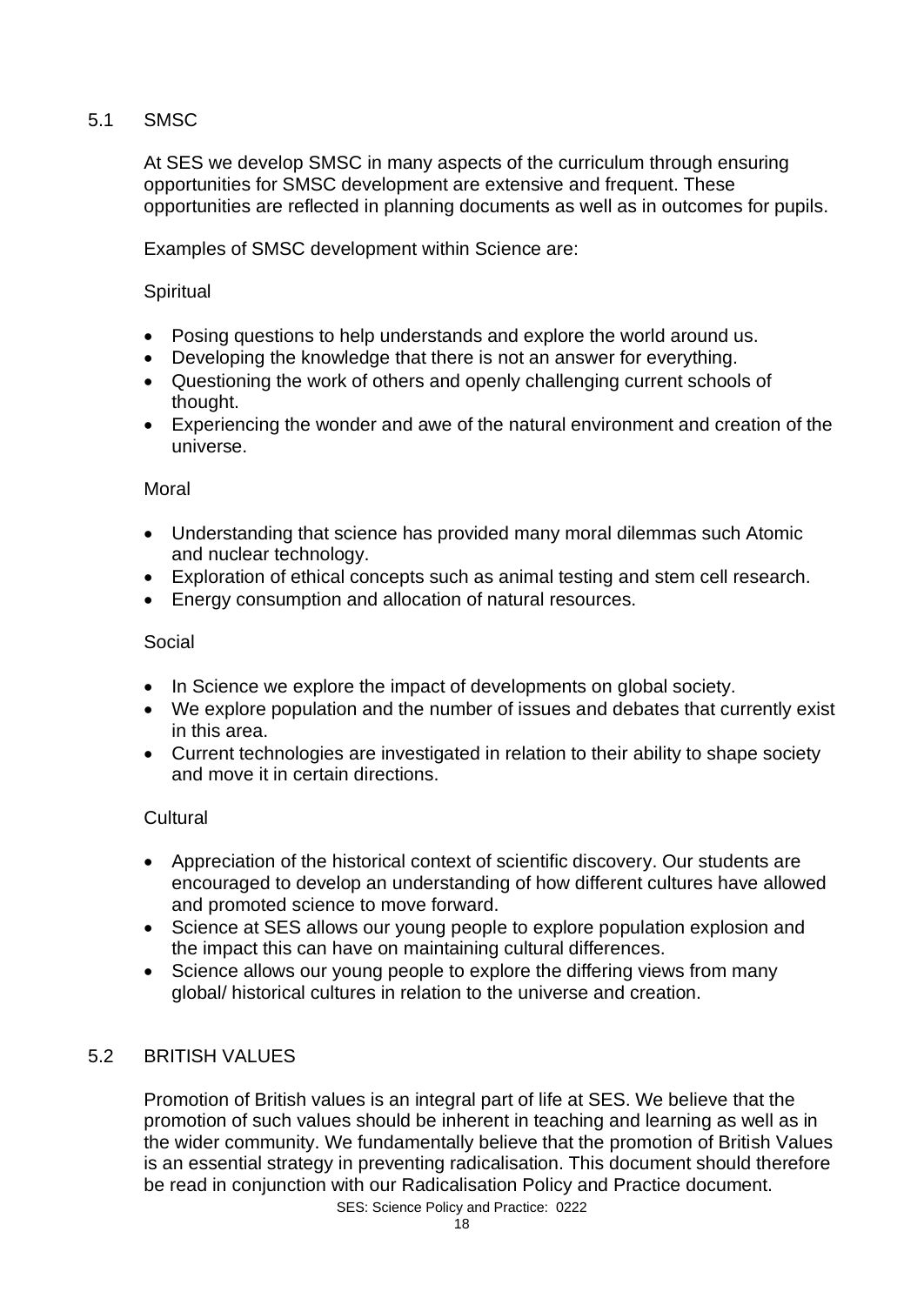## 5.1 SMSC

At SES we develop SMSC in many aspects of the curriculum through ensuring opportunities for SMSC development are extensive and frequent. These opportunities are reflected in planning documents as well as in outcomes for pupils.

Examples of SMSC development within Science are:

Spiritual

- Posing questions to help understands and explore the world around us.
- Developing the knowledge that there is not an answer for everything.
- Questioning the work of others and openly challenging current schools of thought.
- Experiencing the wonder and awe of the natural environment and creation of the universe.

Moral

- Understanding that science has provided many moral dilemmas such Atomic and nuclear technology.
- Exploration of ethical concepts such as animal testing and stem cell research.
- Energy consumption and allocation of natural resources.

Social

- In Science we explore the impact of developments on global society.
- We explore population and the number of issues and debates that currently exist in this area.
- Current technologies are investigated in relation to their ability to shape society and move it in certain directions.

Cultural

- Appreciation of the historical context of scientific discovery. Our students are encouraged to develop an understanding of how different cultures have allowed and promoted science to move forward.
- Science at SES allows our young people to explore population explosion and the impact this can have on maintaining cultural differences.
- Science allows our young people to explore the differing views from many global/ historical cultures in relation to the universe and creation.

## 5.2 BRITISH VALUES

Promotion of British values is an integral part of life at SES. We believe that the promotion of such values should be inherent in teaching and learning as well as in the wider community. We fundamentally believe that the promotion of British Values is an essential strategy in preventing radicalisation. This document should therefore be read in conjunction with our Radicalisation Policy and Practice document.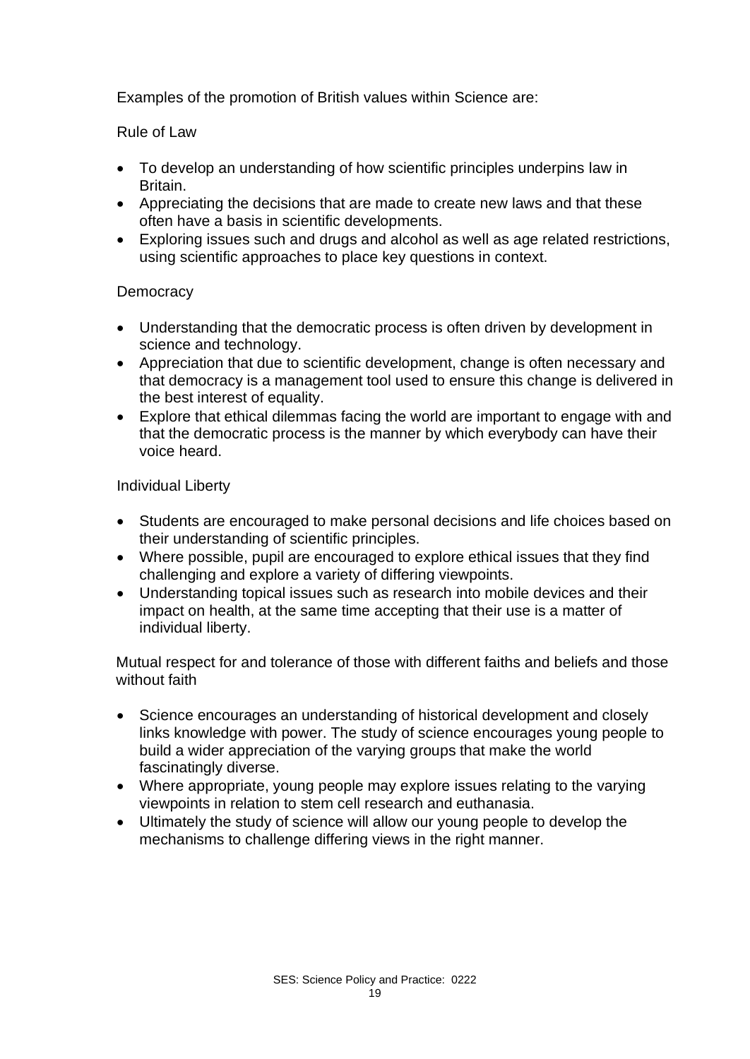Examples of the promotion of British values within Science are:

Rule of Law

- To develop an understanding of how scientific principles underpins law in Britain.
- Appreciating the decisions that are made to create new laws and that these often have a basis in scientific developments.
- Exploring issues such and drugs and alcohol as well as age related restrictions, using scientific approaches to place key questions in context.

Democracy

- Understanding that the democratic process is often driven by development in science and technology.
- Appreciation that due to scientific development, change is often necessary and that democracy is a management tool used to ensure this change is delivered in the best interest of equality.
- Explore that ethical dilemmas facing the world are important to engage with and that the democratic process is the manner by which everybody can have their voice heard.

Individual Liberty

- Students are encouraged to make personal decisions and life choices based on their understanding of scientific principles.
- Where possible, pupil are encouraged to explore ethical issues that they find challenging and explore a variety of differing viewpoints.
- Understanding topical issues such as research into mobile devices and their impact on health, at the same time accepting that their use is a matter of individual liberty.

Mutual respect for and tolerance of those with different faiths and beliefs and those without faith

- Science encourages an understanding of historical development and closely links knowledge with power. The study of science encourages young people to build a wider appreciation of the varying groups that make the world fascinatingly diverse.
- Where appropriate, young people may explore issues relating to the varying viewpoints in relation to stem cell research and euthanasia.
- Ultimately the study of science will allow our young people to develop the mechanisms to challenge differing views in the right manner.